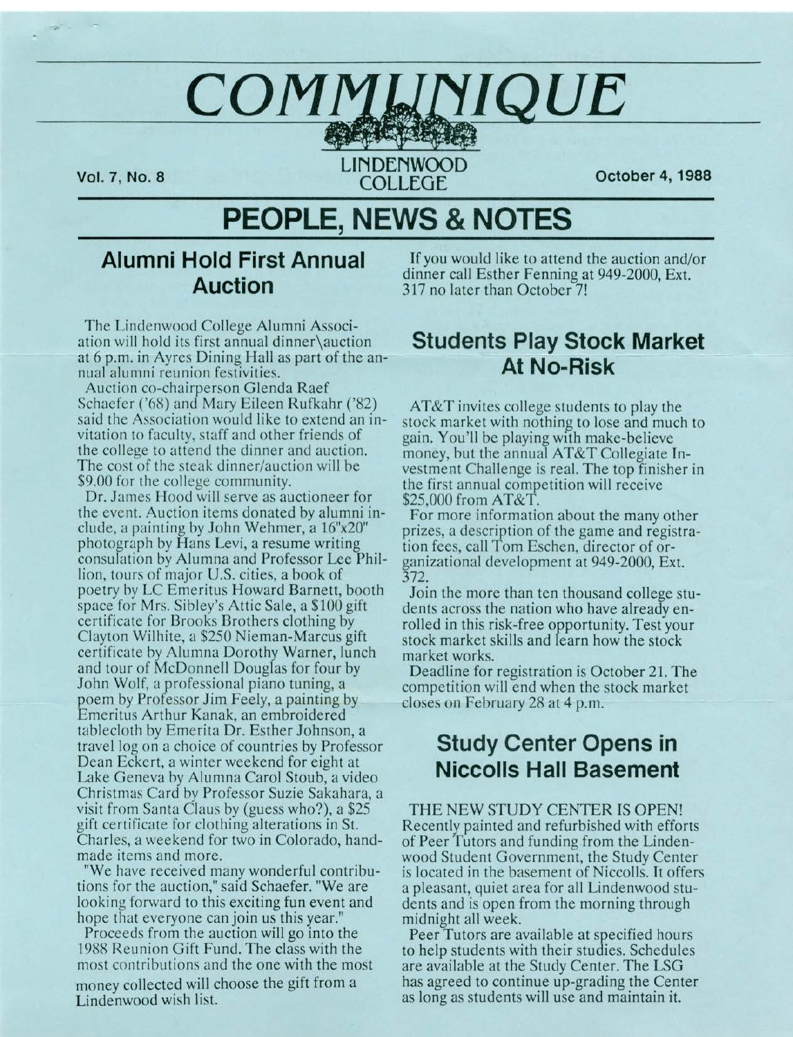# COMMUNIQUE

Vol. 7, No. 8 — LINDENWOOD COLLEGE — October 4, 1988

## PEOPLE, NEWS & NOTES

### Alumni Hold First Annual Auction

The Lindenwood College Alumni Association will hold its first annual dinner\auction at 6 p.m. in Ayres Dining Hall as part of the annual alumni reunion festivities.

Auction co-chairperson Glenda Raef Schaefer ('68) and Mary Eileen Rufkahr ('82) said the Association would like to extend an invitation to faculty, staff and other friends of the college to attend the dinner and auction. The cost of the steak dinner/auction will be $9.00 for the college community.

Dr. James Hood will serve as auctioneer for the event. Auction items donated by alumni include, a painting by John Wehmer, a 16"x20" photograph by Hans Levi, a resume writing consulation by Alumna and Professor Lee Phillion, tours of major U.S. cities, a book of poetry by LC Emeritus Howard Barnett, booth space for Mrs. Sibley's Attic Sale, a $100 gift certificate for Brooks Brothers clothing by Clayton Wilhite, a $250 Nieman-Marcus gift certificate by Alumna Dorothy Warner, lunch and tour of McDonnell Douglas for four by John Wolf, a professional piano tuning, a poem by Professor Jim Feely, a painting by Emeritus Arthur Kanak, an embroidered tablecloth by Emerita Dr. Esther Johnson, a travel log on a choice of countries by Professor Dean Eckert, a winter weekend for eight at Lake Geneva by Alumna Carol Stoub, a video Christmas Card by Professor Suzie Sakahara, a visit from Santa Claus by (guess who?), a $25 gift certificate for clothing alterations in St. Charles, a weekend for two in Colorado, handmade items and more.

"We have received many wonderful contributions for the auction," said Schaefer. "We are looking forward to this exciting fun event and hope that everyone can join us this year."

Proceeds from the auction will go into the 1988 Reunion Gift Fund. The class with the most contributions and the one with the most money collected will choose the gift from a Lindenwood wish list.

If you would like to attend the auction and/or dinner call Esther Fenning at 949-2000, Ext. 317 no later than October 7!

### Students Play Stock Market At No-Risk

AT&T invites college students to play the stock market with nothing to lose and much to gain. You'll be playing with make-believe money, but the annual AT&T Collegiate Investment Challenge is real. The top finisher in the first annual competition will receive $25,000 from AT&T.

For more information about the many other prizes, a description of the game and registration fees, call Tom Eschen, director of organizational development at 949-2000, Ext. 372.

Join the more than ten thousand college students across the nation who have already enrolled in this risk-free opportunity. Test your stock market skills and learn how the stock market works.

Deadline for registration is October 21. The competition will end when the stock market closes on February 28 at 4 p.m.

### Study Center Opens in Niccolls Hall Basement

THE NEW STUDY CENTER IS OPEN! Recently painted and refurbished with efforts of Peer Tutors and funding from the Lindenwood Student Government, the Study Center is located in the basement of Niccolls. It offers a pleasant, quiet area for all Lindenwood students and is open from the morning through midnight all week.

Peer Tutors are available at specified hours to help students with their studies. Schedules are available at the Study Center. The LSG has agreed to continue up-grading the Center as long as students will use and maintain it.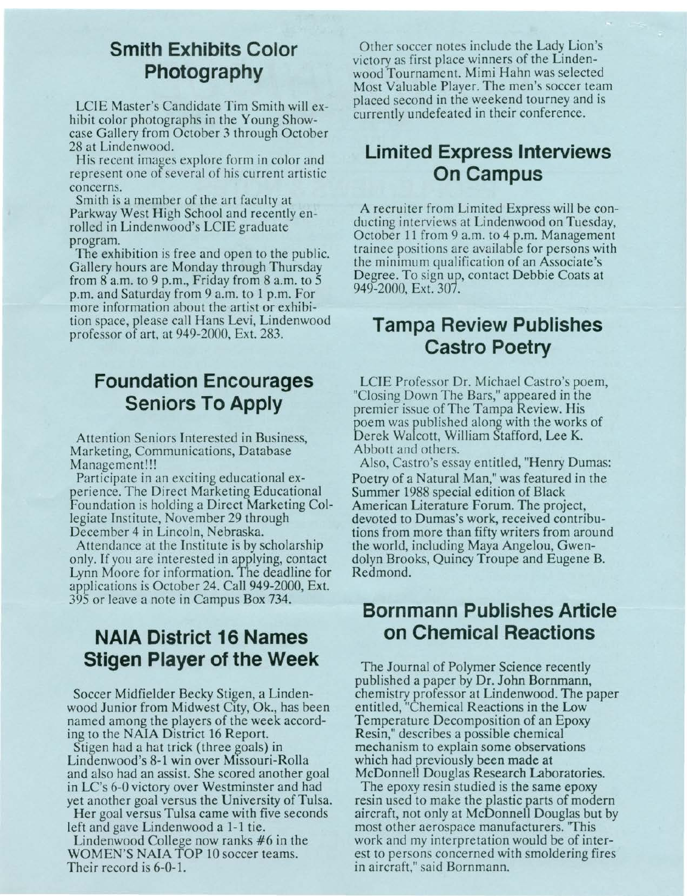## Smith Exhibits Color Photography

LCIE Master's Candidate Tim Smith will exhibit color photographs in the Young Showcase Gallery from October 3 through October 28 at Lindenwood.

His recent images explore form in color and represent one of several of his current artistic concerns.

Smith is a member of the art faculty at Parkway West High School and recently enrolled in Lindenwood's LCIE graduate program.

The exhibition is free and open to the public. Gallery hours are Monday through Thursday from 8 a.m. to 9 p.m., Friday from 8 a.m. to 5 p.m. and Saturday from 9 a.m. to 1 p.m. For more information about the artist or exhibition space, please call Hans Levi, Lindenwood professor of art, at 949-2000, Ext. 283.

## Foundation Encourages Seniors To Apply

Attention Seniors Interested in Business, Marketing, Communications, Database Management!!!

Participate in an exciting educational experience. The Direct Marketing Educational Foundation is holding a Direct Marketing Collegiate Institute, November 29 through December 4 in Lincoln, Nebraska.

Attendance at the Institute is by scholarship only. If you are interested in applying, contact Lynn Moore for information. The deadline for applications is October 24. Call 949-2000, Ext. 395 or leave a note in Campus Box 734.

## NAIA District 16 Names Stigen Player of the Week

Soccer Midfielder Becky Stigen, a Lindenwood Junior from Midwest City, Ok., has been named among the players of the week according to the NAIA District 16 Report.

Stigen had a hat trick (three goals) in Lindenwood's 8-1 win over Missouri-Rolla and also had an assist. She scored another goal in LC's 6-0 victory over Westminster and had yet another goal versus the University of Tulsa.

Her goal versus Tulsa came with five seconds left and gave Lindenwood a 1-1 tie.

Lindenwood College now ranks #6 in the WOMEN'S NAIA TOP 10 soccer teams. Their record is 6-0-1.

Other soccer notes include the Lady Lion's victory as first place winners of the Lindenwood Tournament. Mimi Hahn was selected Most Valuable Player. The men's soccer team placed second in the weekend tourney and is currently undefeated in their conference.

## Limited Express Interviews On Campus

A recruiter from Limited Express will be conducting interviews at Lindenwood on Tuesday, October 11 from 9 a.m. to 4 p.m. Management trainee positions are available for persons with the minimum qualification of an Associate's Degree. To sign up, contact Debbie Coats at 949-2000, Ext. 307.

## Tampa Review Publishes Castro Poetry

LCIE Professor Dr. Michael Castro's poem, "Closing Down The Bars," appeared in the premier issue of The Tampa Review. His poem was published along with the works of Derek Walcott, William Stafford, Lee K. Abbott and others.

Also, Castro's essay entitled, "Henry Dumas: Poetry of a Natural Man," was featured in the Summer 1988 special edition of Black American Literature Forum. The project, devoted to Dumas's work, received contributions from more than fifty writers from around the world, including Maya Angelou, Gwendolyn Brooks, Quincy Troupe and Eugene B. Redmond.

## Bornmann Publishes Article on Chemical Reactions

The Journal of Polymer Science recently published a paper by Dr. John Bornmann, chemistry professor at Lindenwood. The paper entitled, "Chemical Reactions in the Low Temperature Decomposition of an Epoxy Resin," describes a possible chemical mechanism to explain some observations which had previously been made at McDonnell Douglas Research Laboratories.

The epoxy resin studied is the same epoxy resin used to make the plastic parts of modern aircraft, not only at McDonnell Douglas but by most other aerospace manufacturers. "This work and my interpretation would be of interest to persons concerned with smoldering fires in aircraft," said Bornmann.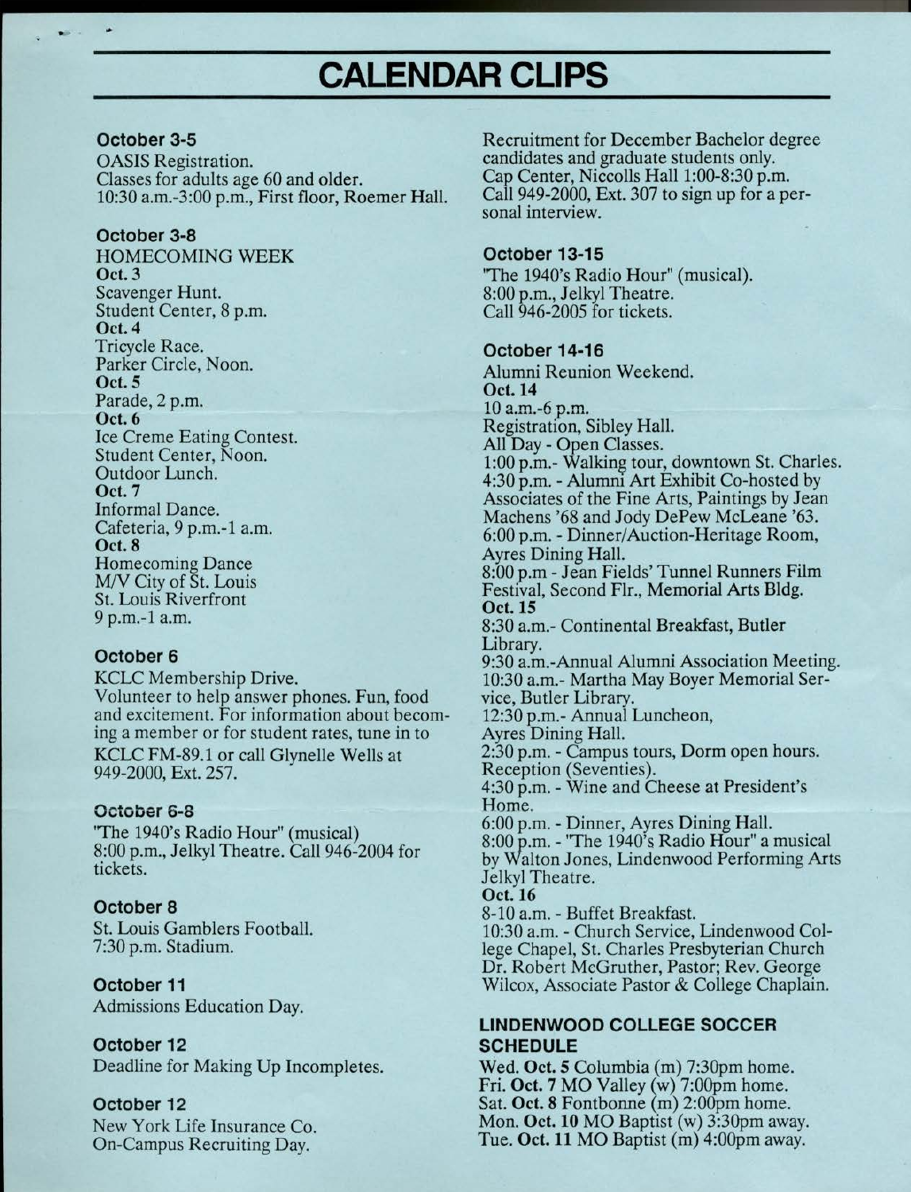# CALENDAR CLIPS

**October 3-5**

OASIS Registration.
Classes for adults age 60 and older.
10:30 a.m.-3:00 p.m., First floor, Roemer Hall.

**October 3-8**

HOMECOMING WEEK

**Oct. 3**
Scavenger Hunt.
Student Center, 8 p.m.

**Oct. 4**
Tricycle Race.
Parker Circle, Noon.

**Oct. 5**
Parade, 2 p.m.

**Oct. 6**
Ice Creme Eating Contest.
Student Center, Noon.
Outdoor Lunch.

**Oct. 7**
Informal Dance.
Cafeteria, 9 p.m.-1 a.m.

**Oct. 8**
Homecoming Dance
M/V City of St. Louis
St. Louis Riverfront
9 p.m.-1 a.m.

**October 6**

KCLC Membership Drive.
Volunteer to help answer phones. Fun, food and excitement. For information about becoming a member or for student rates, tune in to KCLC FM-89.1 or call Glynelle Wells at 949-2000, Ext. 257.

**October 6-8**

"The 1940's Radio Hour" (musical)
8:00 p.m., Jelkyl Theatre. Call 946-2004 for tickets.

**October 8**

St. Louis Gamblers Football.
7:30 p.m. Stadium.

**October 11**

Admissions Education Day.

**October 12**

Deadline for Making Up Incompletes.

**October 12**

New York Life Insurance Co.
On-Campus Recruiting Day.
Recruitment for December Bachelor degree candidates and graduate students only.
Cap Center, Nicolls Hall 1:00-8:30 p.m.
Call 949-2000, Ext. 307 to sign up for a personal interview.

**October 13-15**

"The 1940's Radio Hour" (musical).
8:00 p.m., Jelkyl Theatre.
Call 946-2005 for tickets.

**October 14-16**

Alumni Reunion Weekend.

**Oct. 14**
10 a.m.-6 p.m.
Registration, Sibley Hall.
All Day - Open Classes.
1:00 p.m.- Walking tour, downtown St. Charles.
4:30 p.m. - Alumni Art Exhibit Co-hosted by Associates of the Fine Arts, Paintings by Jean Machens '68 and Jody DePew McLeane '63.
6:00 p.m. - Dinner/Auction-Heritage Room, Ayres Dining Hall.
8:00 p.m - Jean Fields' Tunnel Runners Film Festival, Second Flr., Memorial Arts Bldg.

**Oct. 15**
8:30 a.m.- Continental Breakfast, Butler Library.
9:30 a.m.-Annual Alumni Association Meeting.
10:30 a.m.- Martha May Boyer Memorial Service, Butler Library.
12:30 p.m.- Annual Luncheon, Ayres Dining Hall.
2:30 p.m. - Campus tours, Dorm open hours. Reception (Seventies).
4:30 p.m. - Wine and Cheese at President's Home.
6:00 p.m. - Dinner, Ayres Dining Hall.
8:00 p.m. - "The 1940's Radio Hour" a musical by Walton Jones, Lindenwood Performing Arts Jelkyl Theatre.

**Oct. 16**
8-10 a.m. - Buffet Breakfast.
10:30 a.m. - Church Service, Lindenwood College Chapel, St. Charles Presbyterian Church Dr. Robert McGruther, Pastor; Rev. George Wilcox, Associate Pastor & College Chaplain.

**LINDENWOOD COLLEGE SOCCER SCHEDULE**

Wed. **Oct. 5** Columbia (m) 7:30pm home.
Fri. **Oct. 7** MO Valley (w) 7:00pm home.
Sat. **Oct. 8** Fontbonne (m) 2:00pm home.
Mon. **Oct. 10** MO Baptist (w) 3:30pm away.
Tue. **Oct. 11** MO Baptist (m) 4:00pm away.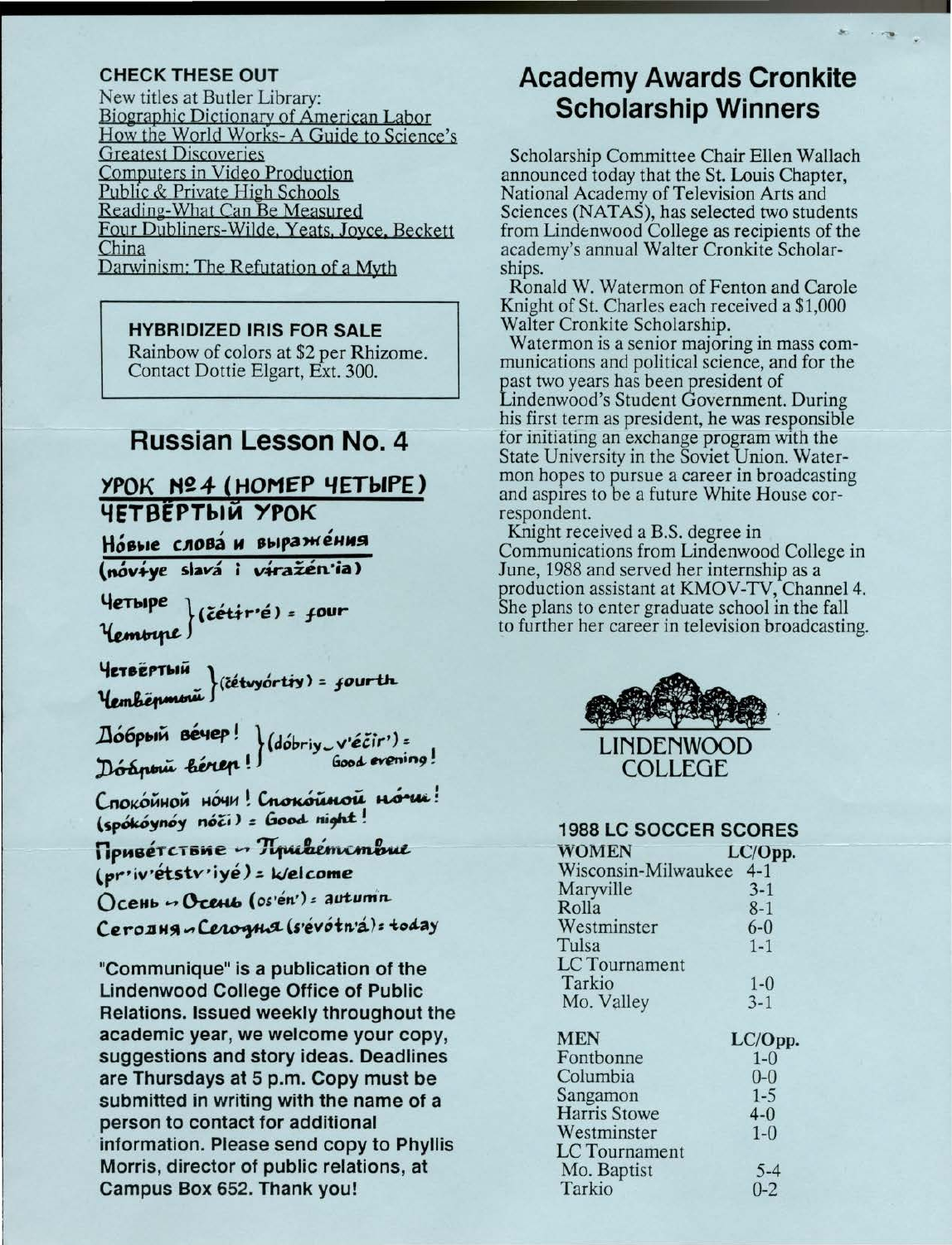### CHECK THESE OUT

New titles at Butler Library:

Biographic Dictionary of American Labor
How the World Works- A Guide to Science's Greatest Discoveries
Computers in Video Production
Public & Private High Schools
Reading-What Can Be Measured
Four Dubliners-Wilde, Yeats, Joyce, Beckett
China
Darwinism: The Refutation of a Myth

**HYBRIDIZED IRIS FOR SALE**

Rainbow of colors at $2 per Rhizome. Contact Dottie Elgart, Ext. 300.

## Russian Lesson No. 4

**УРОК №4 (НОМЕР ЧЕТЫРЕ)**
**ЧЕТВЁРТЫЙ УРОК**

Новые слова́ и выраже́ния
(nóvɨye slavá i vɨražén'ia)

Четыре / Четыре } (čétɨr'é) = four

Четвёртый / Четвёртый } (čétvyórtɨy) = fourth

До́брый ве́чер! / До́брый ве́чер! } (dóbriy_v'éčir') = Good evening!

Споко́йной но́чи! Споко́йной но́чи! (spókóynóy nóči) = Good night!

Приве́тствие ~ Приве́тствие (pr'iv'étstv'iyé) = Welcome

Осень ~ Осень (os'én') = autumn

Сегодня ~ Сегодня (s'évótn'á) = today

**"Communique" is a publication of the Lindenwood College Office of Public Relations. Issued weekly throughout the academic year, we welcome your copy, suggestions and story ideas. Deadlines are Thursdays at 5 p.m. Copy must be submitted in writing with the name of a person to contact for additional information. Please send copy to Phyllis Morris, director of public relations, at Campus Box 652. Thank you!**

## Academy Awards Cronkite Scholarship Winners

Scholarship Committee Chair Ellen Wallach announced today that the St. Louis Chapter, National Academy of Television Arts and Sciences (NATAS), has selected two students from Lindenwood College as recipients of the academy's annual Walter Cronkite Scholarships.

Ronald W. Watermon of Fenton and Carole Knight of St. Charles each received a $1,000 Walter Cronkite Scholarship.

Watermon is a senior majoring in mass communications and political science, and for the past two years has been president of Lindenwood's Student Government. During his first term as president, he was responsible for initiating an exchange program with the State University in the Soviet Union. Watermon hopes to pursue a career in broadcasting and aspires to be a future White House correspondent.

Knight received a B.S. degree in Communications from Lindenwood College in June, 1988 and served her internship as a production assistant at KMOV-TV, Channel 4. She plans to enter graduate school in the fall to further her career in television broadcasting.

LINDENWOOD COLLEGE

### 1988 LC SOCCER SCORES

| WOMEN | LC/Opp. |
|---|---|
| Wisconsin-Milwaukee | 4-1 |
| Maryville | 3-1 |
| Rolla | 8-1 |
| Westminster | 6-0 |
| Tulsa | 1-1 |
| LC Tournament | |
| Tarkio | 1-0 |
| Mo. Valley | 3-1 |

| MEN | LC/Opp. |
|---|---|
| Fontbonne | 1-0 |
| Columbia | 0-0 |
| Sangamon | 1-5 |
| Harris Stowe | 4-0 |
| Westminster | 1-0 |
| LC Tournament | |
| Mo. Baptist | 5-4 |
| Tarkio | 0-2 |